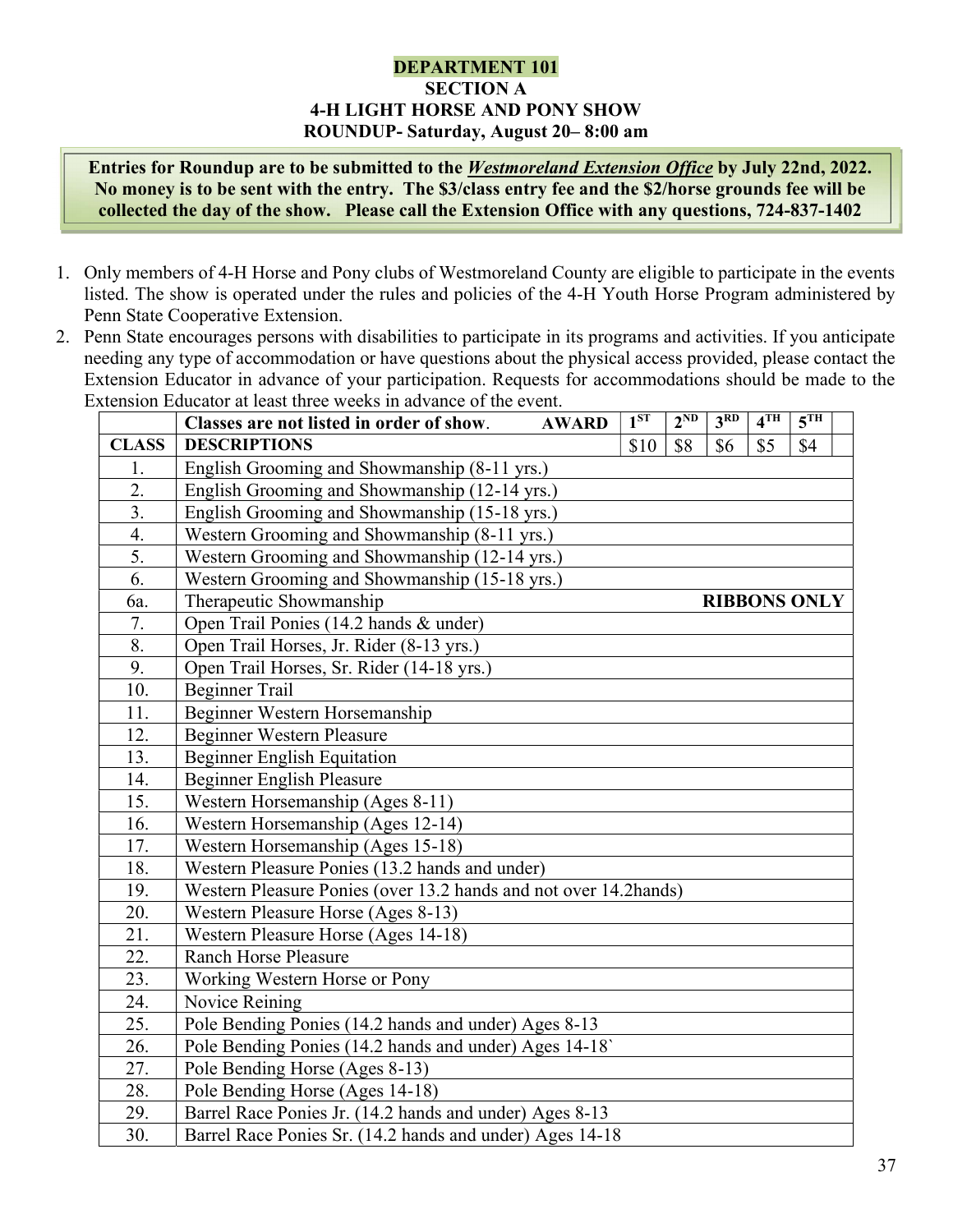# DEPARTMENT 101

## SECTION A

## 4-H LIGHT HORSE AND PONY SHOW

## ROUNDUP- Saturday, August 20– 8:00 am

**Entries for Roundup are to be submitted to the *Westmoreland Extension Office* by July 22nd, 2022. No money is to be sent with the entry. The $3/class entry fee and the $2/horse grounds fee will be collected the day of the show. Please call the Extension Office with any questions, 724-837-1402**

1. Only members of 4-H Horse and Pony clubs of Westmoreland County are eligible to participate in the events listed. The show is operated under the rules and policies of the 4-H Youth Horse Program administered by Penn State Cooperative Extension.
2. Penn State encourages persons with disabilities to participate in its programs and activities. If you anticipate needing any type of accommodation or have questions about the physical access provided, please contact the Extension Educator in advance of your participation. Requests for accommodations should be made to the Extension Educator at least three weeks in advance of the event.

| | **Classes are not listed in order of show. AWARD** | **1ST** | **2ND** | **3RD** | **4TH** | **5TH** | |
|---|---|---|---|---|---|---|---|
| **CLASS** | **DESCRIPTIONS** | $10 | $8 | $6 | $5 | $4 | |
| 1. | English Grooming and Showmanship (8-11 yrs.) | | | | | | |
| 2. | English Grooming and Showmanship (12-14 yrs.) | | | | | | |
| 3. | English Grooming and Showmanship (15-18 yrs.) | | | | | | |
| 4. | Western Grooming and Showmanship (8-11 yrs.) | | | | | | |
| 5. | Western Grooming and Showmanship (12-14 yrs.) | | | | | | |
| 6. | Western Grooming and Showmanship (15-18 yrs.) | | | | | | |
| 6a. | Therapeutic Showmanship **RIBBONS ONLY** | | | | | | |
| 7. | Open Trail Ponies (14.2 hands & under) | | | | | | |
| 8. | Open Trail Horses, Jr. Rider (8-13 yrs.) | | | | | | |
| 9. | Open Trail Horses, Sr. Rider (14-18 yrs.) | | | | | | |
| 10. | Beginner Trail | | | | | | |
| 11. | Beginner Western Horsemanship | | | | | | |
| 12. | Beginner Western Pleasure | | | | | | |
| 13. | Beginner English Equitation | | | | | | |
| 14. | Beginner English Pleasure | | | | | | |
| 15. | Western Horsemanship (Ages 8-11) | | | | | | |
| 16. | Western Horsemanship (Ages 12-14) | | | | | | |
| 17. | Western Horsemanship (Ages 15-18) | | | | | | |
| 18. | Western Pleasure Ponies (13.2 hands and under) | | | | | | |
| 19. | Western Pleasure Ponies (over 13.2 hands and not over 14.2hands) | | | | | | |
| 20. | Western Pleasure Horse (Ages 8-13) | | | | | | |
| 21. | Western Pleasure Horse (Ages 14-18) | | | | | | |
| 22. | Ranch Horse Pleasure | | | | | | |
| 23. | Working Western Horse or Pony | | | | | | |
| 24. | Novice Reining | | | | | | |
| 25. | Pole Bending Ponies (14.2 hands and under) Ages 8-13 | | | | | | |
| 26. | Pole Bending Ponies (14.2 hands and under) Ages 14-18` | | | | | | |
| 27. | Pole Bending Horse (Ages 8-13) | | | | | | |
| 28. | Pole Bending Horse (Ages 14-18) | | | | | | |
| 29. | Barrel Race Ponies Jr. (14.2 hands and under) Ages 8-13 | | | | | | |
| 30. | Barrel Race Ponies Sr. (14.2 hands and under) Ages 14-18 | | | | | | |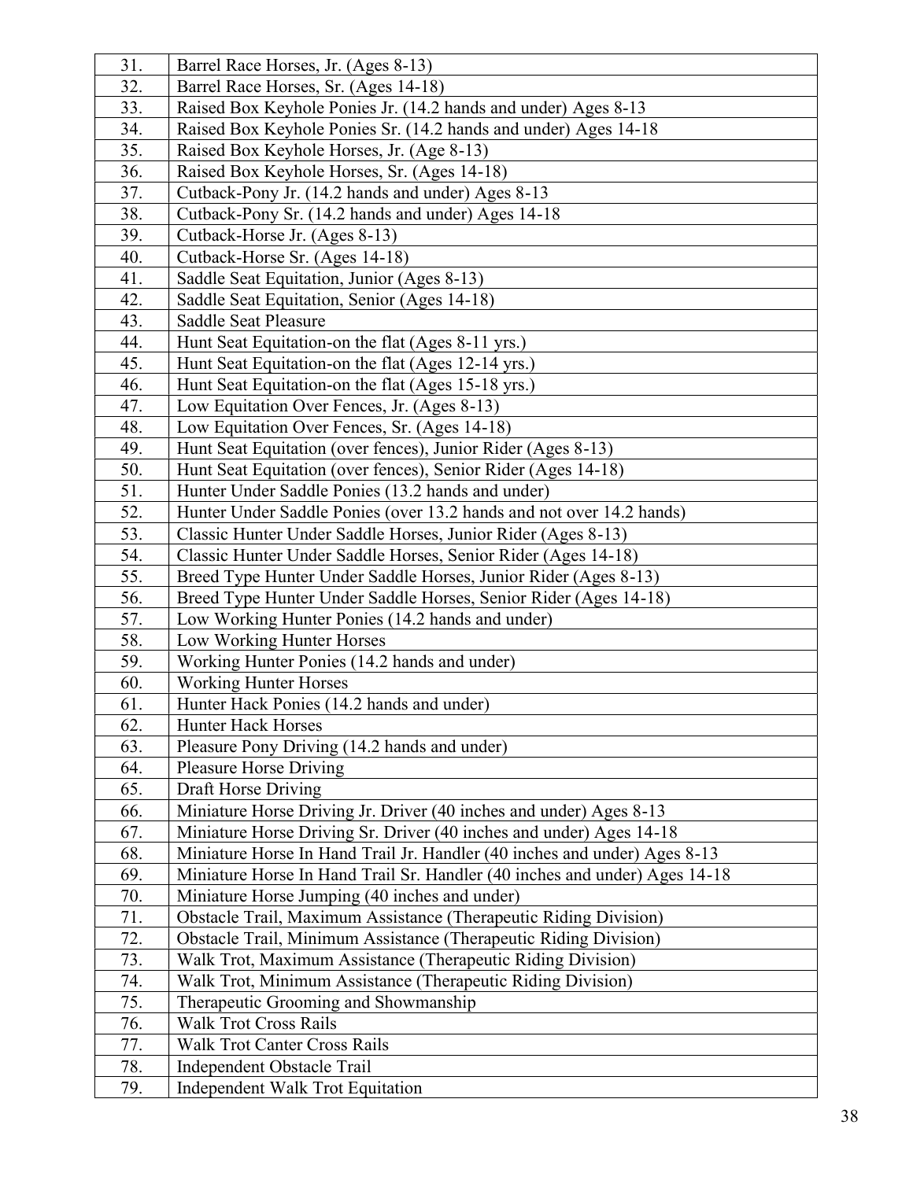| | |
|---|---|
| 31. | Barrel Race Horses, Jr. (Ages 8-13) |
| 32. | Barrel Race Horses, Sr. (Ages 14-18) |
| 33. | Raised Box Keyhole Ponies Jr. (14.2 hands and under) Ages 8-13 |
| 34. | Raised Box Keyhole Ponies Sr. (14.2 hands and under) Ages 14-18 |
| 35. | Raised Box Keyhole Horses, Jr. (Age 8-13) |
| 36. | Raised Box Keyhole Horses, Sr. (Ages 14-18) |
| 37. | Cutback-Pony Jr. (14.2 hands and under) Ages 8-13 |
| 38. | Cutback-Pony Sr. (14.2 hands and under) Ages 14-18 |
| 39. | Cutback-Horse Jr. (Ages 8-13) |
| 40. | Cutback-Horse Sr. (Ages 14-18) |
| 41. | Saddle Seat Equitation, Junior (Ages 8-13) |
| 42. | Saddle Seat Equitation, Senior (Ages 14-18) |
| 43. | Saddle Seat Pleasure |
| 44. | Hunt Seat Equitation-on the flat (Ages 8-11 yrs.) |
| 45. | Hunt Seat Equitation-on the flat (Ages 12-14 yrs.) |
| 46. | Hunt Seat Equitation-on the flat (Ages 15-18 yrs.) |
| 47. | Low Equitation Over Fences, Jr. (Ages 8-13) |
| 48. | Low Equitation Over Fences, Sr. (Ages 14-18) |
| 49. | Hunt Seat Equitation (over fences), Junior Rider (Ages 8-13) |
| 50. | Hunt Seat Equitation (over fences), Senior Rider (Ages 14-18) |
| 51. | Hunter Under Saddle Ponies (13.2 hands and under) |
| 52. | Hunter Under Saddle Ponies (over 13.2 hands and not over 14.2 hands) |
| 53. | Classic Hunter Under Saddle Horses, Junior Rider (Ages 8-13) |
| 54. | Classic Hunter Under Saddle Horses, Senior Rider (Ages 14-18) |
| 55. | Breed Type Hunter Under Saddle Horses, Junior Rider (Ages 8-13) |
| 56. | Breed Type Hunter Under Saddle Horses, Senior Rider (Ages 14-18) |
| 57. | Low Working Hunter Ponies (14.2 hands and under) |
| 58. | Low Working Hunter Horses |
| 59. | Working Hunter Ponies (14.2 hands and under) |
| 60. | Working Hunter Horses |
| 61. | Hunter Hack Ponies (14.2 hands and under) |
| 62. | Hunter Hack Horses |
| 63. | Pleasure Pony Driving (14.2 hands and under) |
| 64. | Pleasure Horse Driving |
| 65. | Draft Horse Driving |
| 66. | Miniature Horse Driving Jr. Driver (40 inches and under) Ages 8-13 |
| 67. | Miniature Horse Driving Sr. Driver (40 inches and under) Ages 14-18 |
| 68. | Miniature Horse In Hand Trail Jr. Handler (40 inches and under) Ages 8-13 |
| 69. | Miniature Horse In Hand Trail Sr. Handler (40 inches and under) Ages 14-18 |
| 70. | Miniature Horse Jumping (40 inches and under) |
| 71. | Obstacle Trail, Maximum Assistance (Therapeutic Riding Division) |
| 72. | Obstacle Trail, Minimum Assistance (Therapeutic Riding Division) |
| 73. | Walk Trot, Maximum Assistance (Therapeutic Riding Division) |
| 74. | Walk Trot, Minimum Assistance (Therapeutic Riding Division) |
| 75. | Therapeutic Grooming and Showmanship |
| 76. | Walk Trot Cross Rails |
| 77. | Walk Trot Canter Cross Rails |
| 78. | Independent Obstacle Trail |
| 79. | Independent Walk Trot Equitation |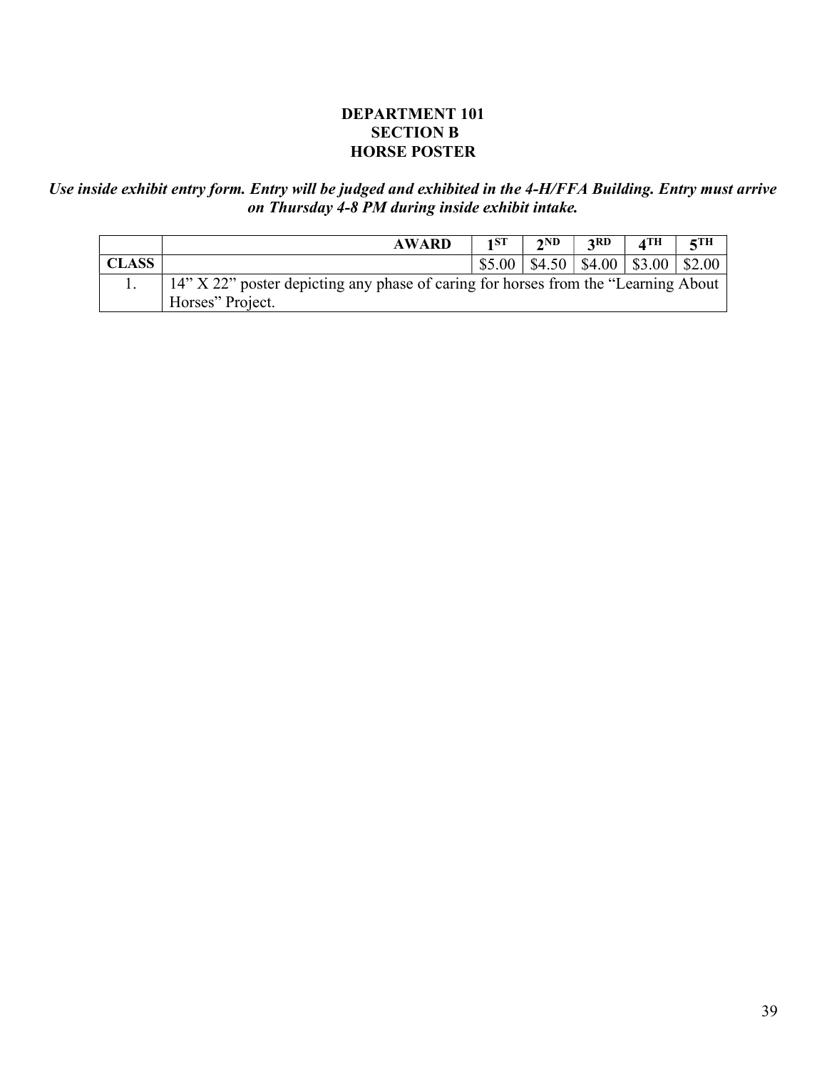**DEPARTMENT 101**
**SECTION B**
**HORSE POSTER**

***Use inside exhibit entry form. Entry will be judged and exhibited in the 4-H/FFA Building. Entry must arrive on Thursday 4-8 PM during inside exhibit intake.***

| | **AWARD** | **1ST** | **2ND** | **3RD** | **4TH** | **5TH** |
|---|---|---|---|---|---|---|
| **CLASS** | | $5.00 | $4.50 | $4.00 | $3.00 | $2.00 |
| 1. | 14" X 22" poster depicting any phase of caring for horses from the "Learning About Horses" Project. | | | | | |